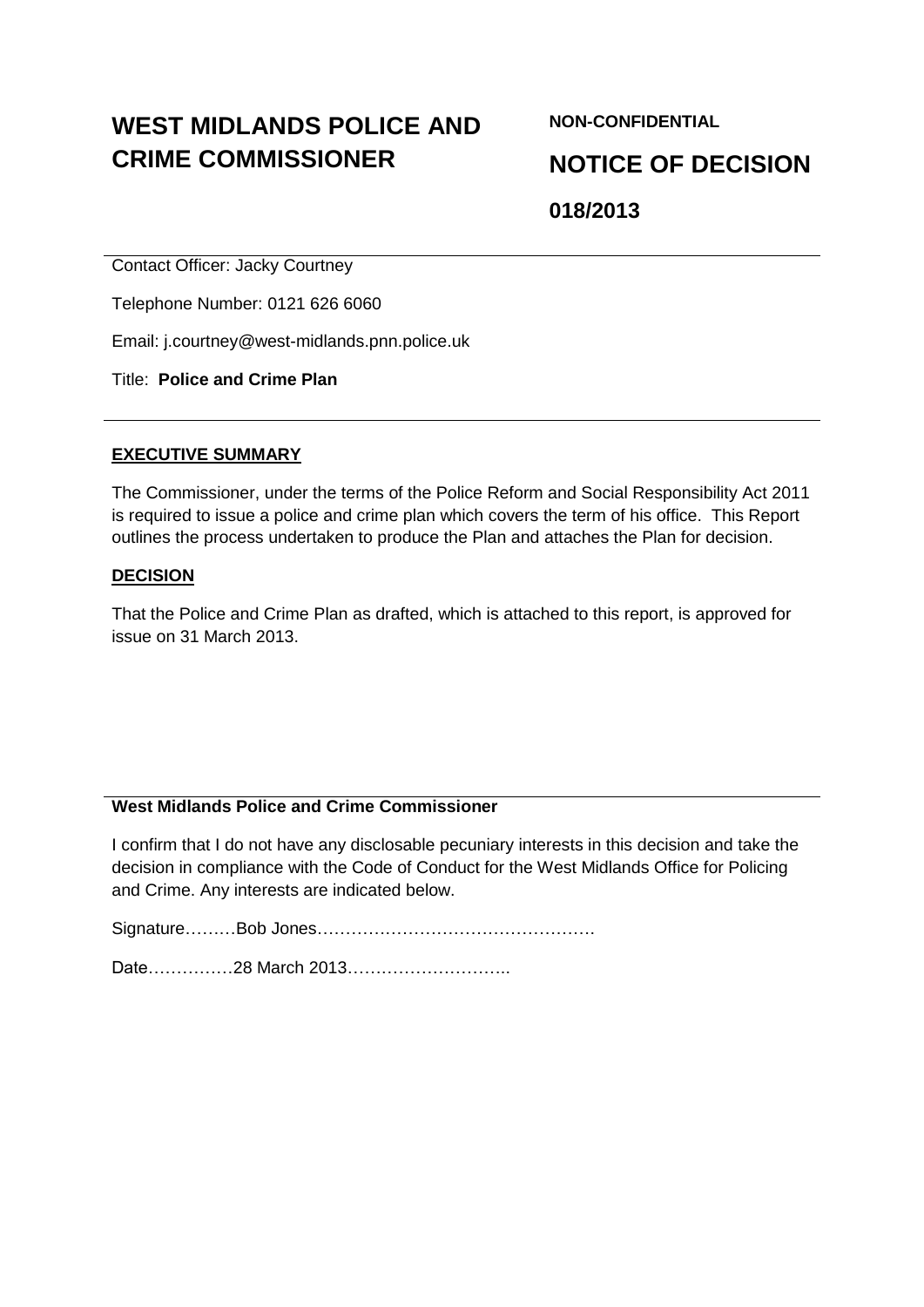# WEST MIDLANDS POLICE AND CRIME COMMISSIONER

**NON-CONFIDENTIAL**

# NOTICE OF DECISION

## 018/2013

---

Contact Officer: Jacky Courtney

Telephone Number: 0121 626 6060

Email: j.courtney@west-midlands.pnn.police.uk

Title: **Police and Crime Plan**

---

**EXECUTIVE SUMMARY**

The Commissioner, under the terms of the Police Reform and Social Responsibility Act 2011 is required to issue a police and crime plan which covers the term of his office. This Report outlines the process undertaken to produce the Plan and attaches the Plan for decision.

**DECISION**

That the Police and Crime Plan as drafted, which is attached to this report, is approved for issue on 31 March 2013.

---

**West Midlands Police and Crime Commissioner**

I confirm that I do not have any disclosable pecuniary interests in this decision and take the decision in compliance with the Code of Conduct for the West Midlands Office for Policing and Crime. Any interests are indicated below.

Signature………Bob Jones………………………………………….

Date……………28 March 2013………………………..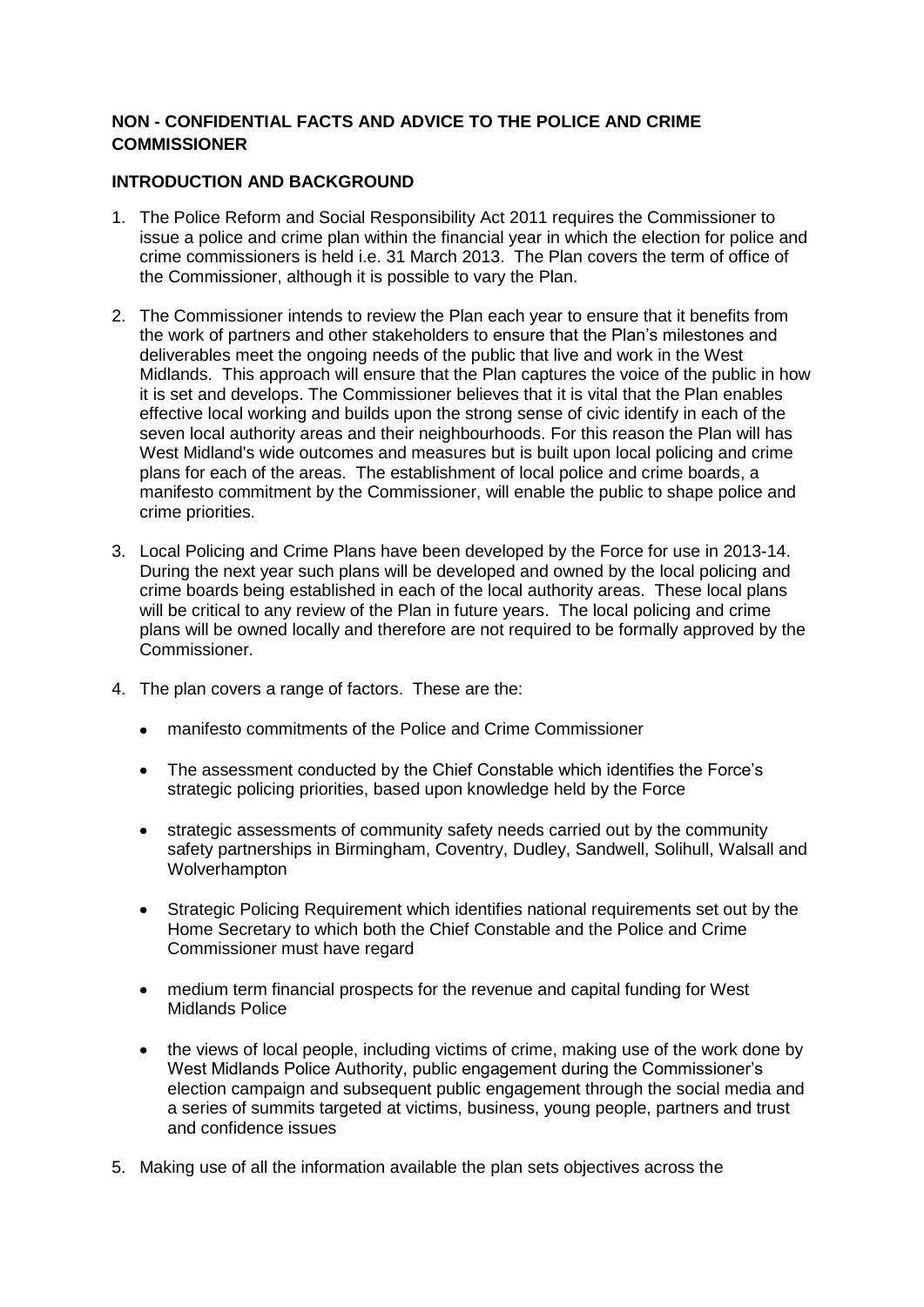**NON - CONFIDENTIAL FACTS AND ADVICE TO THE POLICE AND CRIME COMMISSIONER**

**INTRODUCTION AND BACKGROUND**

1. The Police Reform and Social Responsibility Act 2011 requires the Commissioner to issue a police and crime plan within the financial year in which the election for police and crime commissioners is held i.e. 31 March 2013. The Plan covers the term of office of the Commissioner, although it is possible to vary the Plan.

2. The Commissioner intends to review the Plan each year to ensure that it benefits from the work of partners and other stakeholders to ensure that the Plan's milestones and deliverables meet the ongoing needs of the public that live and work in the West Midlands. This approach will ensure that the Plan captures the voice of the public in how it is set and develops. The Commissioner believes that it is vital that the Plan enables effective local working and builds upon the strong sense of civic identify in each of the seven local authority areas and their neighbourhoods. For this reason the Plan will has West Midland's wide outcomes and measures but is built upon local policing and crime plans for each of the areas. The establishment of local police and crime boards, a manifesto commitment by the Commissioner, will enable the public to shape police and crime priorities.

3. Local Policing and Crime Plans have been developed by the Force for use in 2013-14. During the next year such plans will be developed and owned by the local policing and crime boards being established in each of the local authority areas. These local plans will be critical to any review of the Plan in future years. The local policing and crime plans will be owned locally and therefore are not required to be formally approved by the Commissioner.

4. The plan covers a range of factors. These are the:

   - manifesto commitments of the Police and Crime Commissioner
   - The assessment conducted by the Chief Constable which identifies the Force's strategic policing priorities, based upon knowledge held by the Force
   - strategic assessments of community safety needs carried out by the community safety partnerships in Birmingham, Coventry, Dudley, Sandwell, Solihull, Walsall and Wolverhampton
   - Strategic Policing Requirement which identifies national requirements set out by the Home Secretary to which both the Chief Constable and the Police and Crime Commissioner must have regard
   - medium term financial prospects for the revenue and capital funding for West Midlands Police
   - the views of local people, including victims of crime, making use of the work done by West Midlands Police Authority, public engagement during the Commissioner's election campaign and subsequent public engagement through the social media and a series of summits targeted at victims, business, young people, partners and trust and confidence issues

5. Making use of all the information available the plan sets objectives across the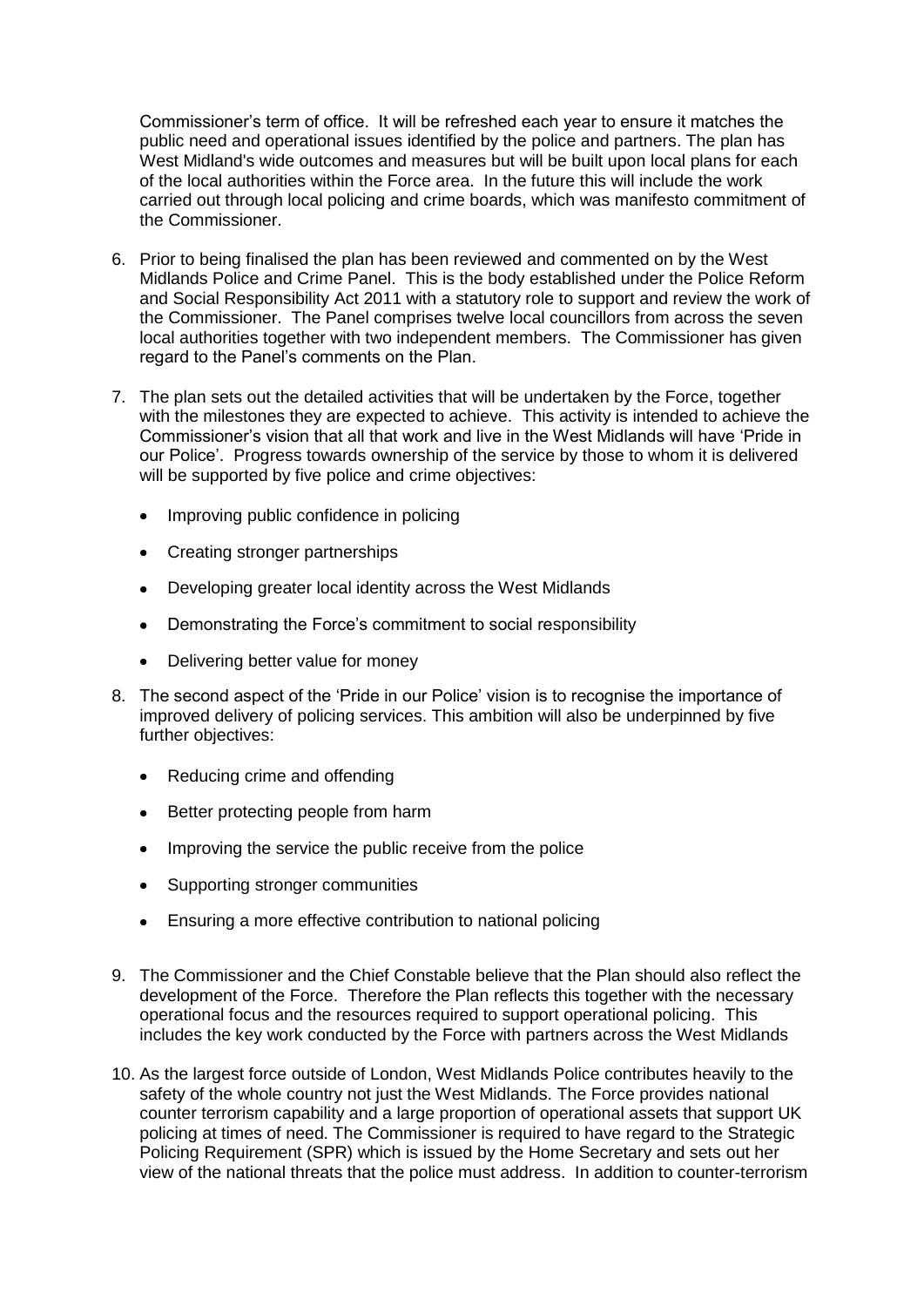Commissioner's term of office. It will be refreshed each year to ensure it matches the public need and operational issues identified by the police and partners. The plan has West Midland's wide outcomes and measures but will be built upon local plans for each of the local authorities within the Force area. In the future this will include the work carried out through local policing and crime boards, which was manifesto commitment of the Commissioner.

6. Prior to being finalised the plan has been reviewed and commented on by the West Midlands Police and Crime Panel. This is the body established under the Police Reform and Social Responsibility Act 2011 with a statutory role to support and review the work of the Commissioner. The Panel comprises twelve local councillors from across the seven local authorities together with two independent members. The Commissioner has given regard to the Panel's comments on the Plan.

7. The plan sets out the detailed activities that will be undertaken by the Force, together with the milestones they are expected to achieve. This activity is intended to achieve the Commissioner's vision that all that work and live in the West Midlands will have 'Pride in our Police'. Progress towards ownership of the service by those to whom it is delivered will be supported by five police and crime objectives:

   - Improving public confidence in policing
   - Creating stronger partnerships
   - Developing greater local identity across the West Midlands
   - Demonstrating the Force's commitment to social responsibility
   - Delivering better value for money

8. The second aspect of the 'Pride in our Police' vision is to recognise the importance of improved delivery of policing services. This ambition will also be underpinned by five further objectives:

   - Reducing crime and offending
   - Better protecting people from harm
   - Improving the service the public receive from the police
   - Supporting stronger communities
   - Ensuring a more effective contribution to national policing

9. The Commissioner and the Chief Constable believe that the Plan should also reflect the development of the Force. Therefore the Plan reflects this together with the necessary operational focus and the resources required to support operational policing. This includes the key work conducted by the Force with partners across the West Midlands

10. As the largest force outside of London, West Midlands Police contributes heavily to the safety of the whole country not just the West Midlands. The Force provides national counter terrorism capability and a large proportion of operational assets that support UK policing at times of need. The Commissioner is required to have regard to the Strategic Policing Requirement (SPR) which is issued by the Home Secretary and sets out her view of the national threats that the police must address. In addition to counter-terrorism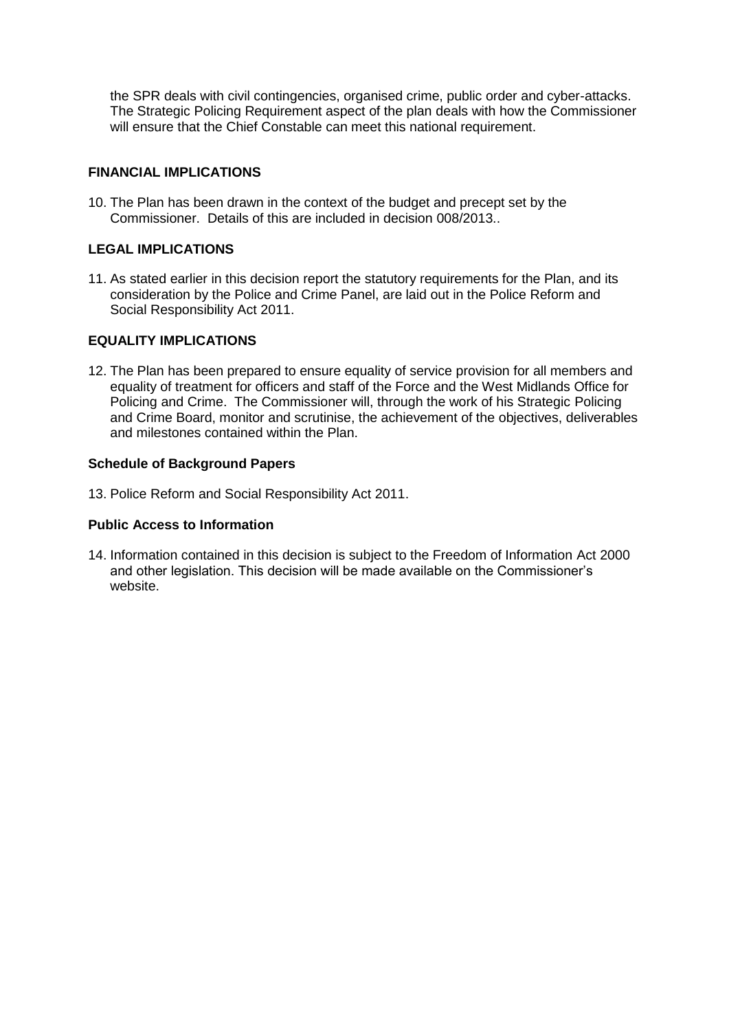the SPR deals with civil contingencies, organised crime, public order and cyber-attacks. The Strategic Policing Requirement aspect of the plan deals with how the Commissioner will ensure that the Chief Constable can meet this national requirement.

**FINANCIAL IMPLICATIONS**

10. The Plan has been drawn in the context of the budget and precept set by the Commissioner. Details of this are included in decision 008/2013..

**LEGAL IMPLICATIONS**

11. As stated earlier in this decision report the statutory requirements for the Plan, and its consideration by the Police and Crime Panel, are laid out in the Police Reform and Social Responsibility Act 2011.

**EQUALITY IMPLICATIONS**

12. The Plan has been prepared to ensure equality of service provision for all members and equality of treatment for officers and staff of the Force and the West Midlands Office for Policing and Crime. The Commissioner will, through the work of his Strategic Policing and Crime Board, monitor and scrutinise, the achievement of the objectives, deliverables and milestones contained within the Plan.

**Schedule of Background Papers**

13. Police Reform and Social Responsibility Act 2011.

**Public Access to Information**

14. Information contained in this decision is subject to the Freedom of Information Act 2000 and other legislation. This decision will be made available on the Commissioner's website.